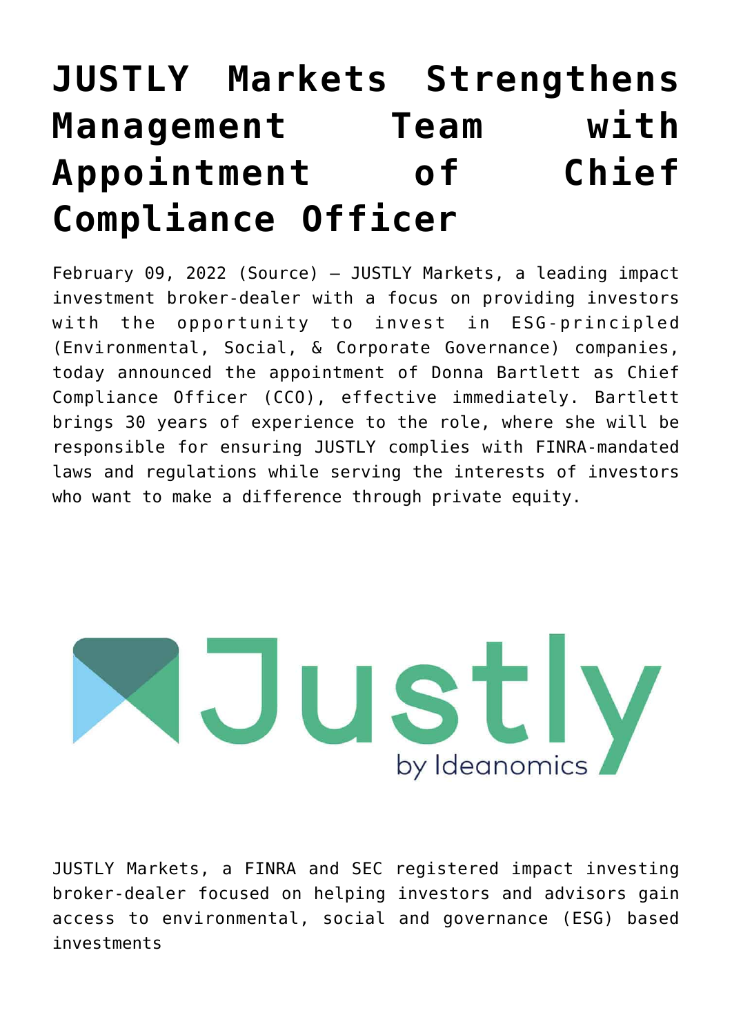# JUSTLY Markets Strengthens Management Team with Appointment of Chief Compliance Officer

February 09, 2022 (Source) — JUSTLY Markets, a leading impact investment broker-dealer with a focus on providing investors with the opportunity to invest in ESG-principled (Environmental, Social, & Corporate Governance) companies, today announced the appointment of Donna Bartlett as Chief Compliance Officer (CCO), effective immediately. Bartlett brings 30 years of experience to the role, where she will be responsible for ensuring JUSTLY complies with FINRA-mandated laws and regulations while serving the interests of investors who want to make a difference through private equity.

JUSTLY Markets, a FINRA and SEC registered impact investing broker-dealer focused on helping investors and advisors gain access to environmental, social and governance (ESG) based investments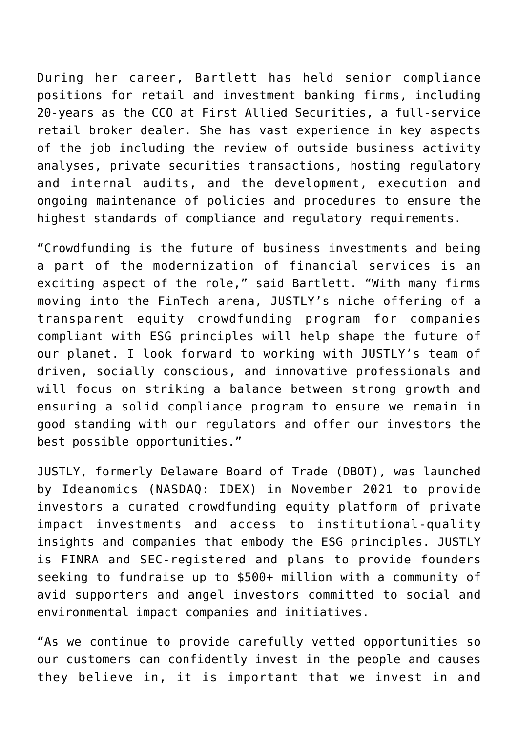During her career, Bartlett has held senior compliance positions for retail and investment banking firms, including 20-years as the CCO at First Allied Securities, a full-service retail broker dealer. She has vast experience in key aspects of the job including the review of outside business activity analyses, private securities transactions, hosting regulatory and internal audits, and the development, execution and ongoing maintenance of policies and procedures to ensure the highest standards of compliance and regulatory requirements.

“Crowdfunding is the future of business investments and being a part of the modernization of financial services is an exciting aspect of the role,” said Bartlett. “With many firms moving into the FinTech arena, JUSTLY’s niche offering of a transparent equity crowdfunding program for companies compliant with ESG principles will help shape the future of our planet. I look forward to working with JUSTLY’s team of driven, socially conscious, and innovative professionals and will focus on striking a balance between strong growth and ensuring a solid compliance program to ensure we remain in good standing with our regulators and offer our investors the best possible opportunities.”

JUSTLY, formerly Delaware Board of Trade (DBOT), was launched by Ideanomics (NASDAQ: IDEX) in November 2021 to provide investors a curated crowdfunding equity platform of private impact investments and access to institutional-quality insights and companies that embody the ESG principles. JUSTLY is FINRA and SEC-registered and plans to provide founders seeking to fundraise up to $500+ million with a community of avid supporters and angel investors committed to social and environmental impact companies and initiatives.

“As we continue to provide carefully vetted opportunities so our customers can confidently invest in the people and causes they believe in, it is important that we invest in and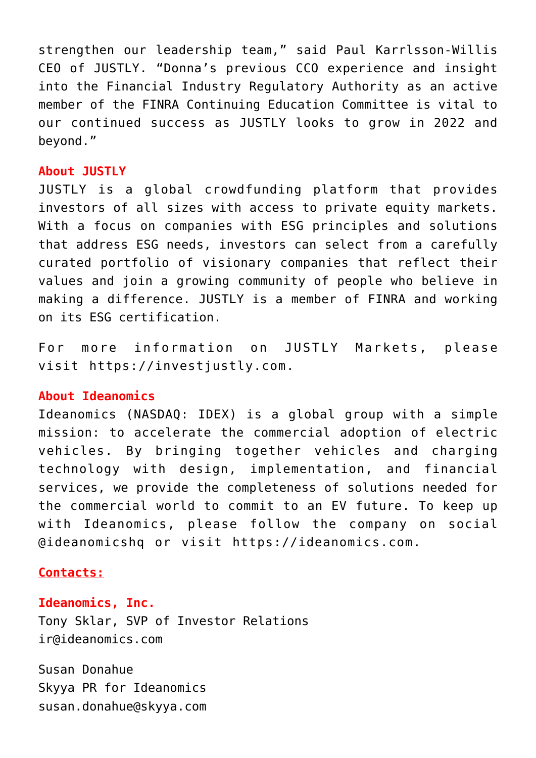strengthen our leadership team," said Paul Karrlsson-Willis CEO of JUSTLY. "Donna's previous CCO experience and insight into the Financial Industry Regulatory Authority as an active member of the FINRA Continuing Education Committee is vital to our continued success as JUSTLY looks to grow in 2022 and beyond."

**About JUSTLY**

JUSTLY is a global crowdfunding platform that provides investors of all sizes with access to private equity markets. With a focus on companies with ESG principles and solutions that address ESG needs, investors can select from a carefully curated portfolio of visionary companies that reflect their values and join a growing community of people who believe in making a difference. JUSTLY is a member of FINRA and working on its ESG certification.

For more information on JUSTLY Markets, please visit https://investjustly.com.

**About Ideanomics**

Ideanomics (NASDAQ: IDEX) is a global group with a simple mission: to accelerate the commercial adoption of electric vehicles. By bringing together vehicles and charging technology with design, implementation, and financial services, we provide the completeness of solutions needed for the commercial world to commit to an EV future. To keep up with Ideanomics, please follow the company on social @ideanomicshq or visit https://ideanomics.com.

**Contacts:**

**Ideanomics, Inc.**
Tony Sklar, SVP of Investor Relations
ir@ideanomics.com

Susan Donahue
Skyya PR for Ideanomics
susan.donahue@skyya.com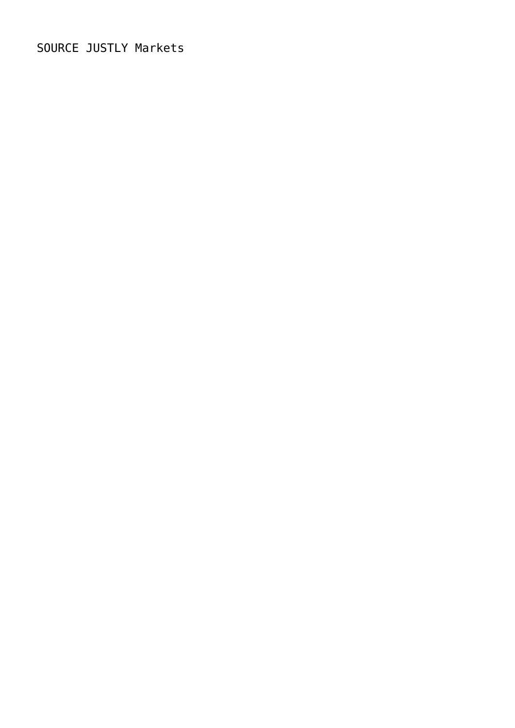SOURCE JUSTLY Markets